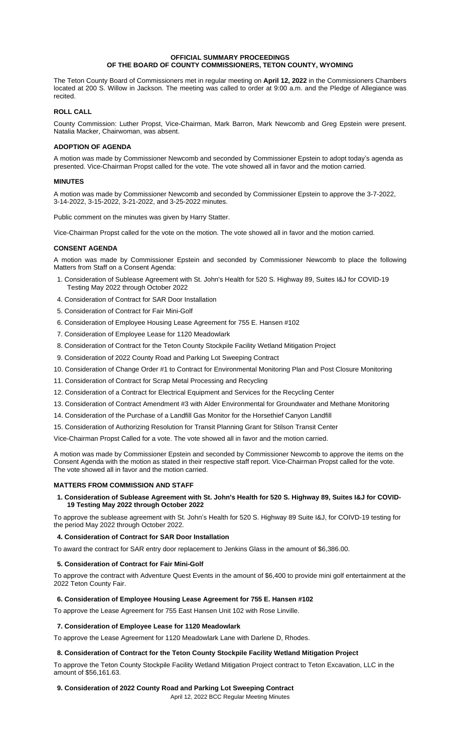**OFFICIAL SUMMARY PROCEEDINGS**
**OF THE BOARD OF COUNTY COMMISSIONERS, TETON COUNTY, WYOMING**

The Teton County Board of Commissioners met in regular meeting on **April 12, 2022** in the Commissioners Chambers located at 200 S. Willow in Jackson. The meeting was called to order at 9:00 a.m. and the Pledge of Allegiance was recited.

**ROLL CALL**

County Commission: Luther Propst, Vice-Chairman, Mark Barron, Mark Newcomb and Greg Epstein were present. Natalia Macker, Chairwoman, was absent.

**ADOPTION OF AGENDA**

A motion was made by Commissioner Newcomb and seconded by Commissioner Epstein to adopt today's agenda as presented. Vice-Chairman Propst called for the vote. The vote showed all in favor and the motion carried.

**MINUTES**

A motion was made by Commissioner Newcomb and seconded by Commissioner Epstein to approve the 3-7-2022, 3-14-2022, 3-15-2022, 3-21-2022, and 3-25-2022 minutes.

Public comment on the minutes was given by Harry Statter.

Vice-Chairman Propst called for the vote on the motion. The vote showed all in favor and the motion carried.

**CONSENT AGENDA**

A motion was made by Commissioner Epstein and seconded by Commissioner Newcomb to place the following Matters from Staff on a Consent Agenda:

1. Consideration of Sublease Agreement with St. John's Health for 520 S. Highway 89, Suites I&J for COVID-19 Testing May 2022 through October 2022
4. Consideration of Contract for SAR Door Installation
5. Consideration of Contract for Fair Mini-Golf
6. Consideration of Employee Housing Lease Agreement for 755 E. Hansen #102
7. Consideration of Employee Lease for 1120 Meadowlark
8. Consideration of Contract for the Teton County Stockpile Facility Wetland Mitigation Project
9. Consideration of 2022 County Road and Parking Lot Sweeping Contract
10. Consideration of Change Order #1 to Contract for Environmental Monitoring Plan and Post Closure Monitoring
11. Consideration of Contract for Scrap Metal Processing and Recycling
12. Consideration of a Contract for Electrical Equipment and Services for the Recycling Center
13. Consideration of Contract Amendment #3 with Alder Environmental for Groundwater and Methane Monitoring
14. Consideration of the Purchase of a Landfill Gas Monitor for the Horsethief Canyon Landfill
15. Consideration of Authorizing Resolution for Transit Planning Grant for Stilson Transit Center

Vice-Chairman Propst Called for a vote. The vote showed all in favor and the motion carried.

A motion was made by Commissioner Epstein and seconded by Commissioner Newcomb to approve the items on the Consent Agenda with the motion as stated in their respective staff report. Vice-Chairman Propst called for the vote. The vote showed all in favor and the motion carried.

**MATTERS FROM COMMISSION AND STAFF**

**1. Consideration of Sublease Agreement with St. John's Health for 520 S. Highway 89, Suites I&J for COVID-19 Testing May 2022 through October 2022**

To approve the sublease agreement with St. John's Health for 520 S. Highway 89 Suite I&J, for COIVD-19 testing for the period May 2022 through October 2022.

**4. Consideration of Contract for SAR Door Installation**

To award the contract for SAR entry door replacement to Jenkins Glass in the amount of $6,386.00.

**5. Consideration of Contract for Fair Mini-Golf**

To approve the contract with Adventure Quest Events in the amount of $6,400 to provide mini golf entertainment at the 2022 Teton County Fair.

**6. Consideration of Employee Housing Lease Agreement for 755 E. Hansen #102**

To approve the Lease Agreement for 755 East Hansen Unit 102 with Rose Linville.

**7. Consideration of Employee Lease for 1120 Meadowlark**

To approve the Lease Agreement for 1120 Meadowlark Lane with Darlene D, Rhodes.

**8. Consideration of Contract for the Teton County Stockpile Facility Wetland Mitigation Project**

To approve the Teton County Stockpile Facility Wetland Mitigation Project contract to Teton Excavation, LLC in the amount of $56,161.63.

**9. Consideration of 2022 County Road and Parking Lot Sweeping Contract**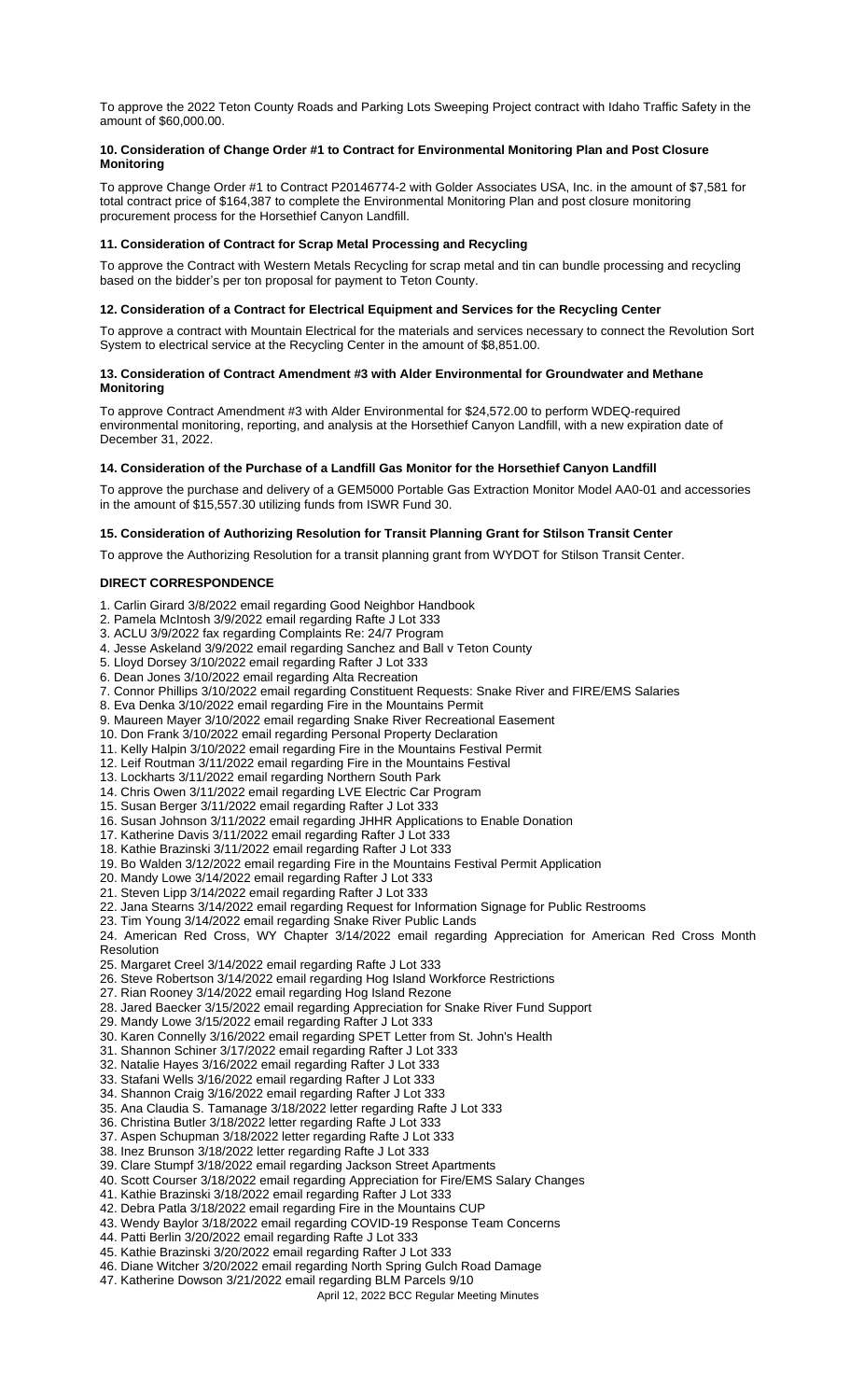To approve the 2022 Teton County Roads and Parking Lots Sweeping Project contract with Idaho Traffic Safety in the amount of $60,000.00.

**10. Consideration of Change Order #1 to Contract for Environmental Monitoring Plan and Post Closure Monitoring**

To approve Change Order #1 to Contract P20146774-2 with Golder Associates USA, Inc. in the amount of $7,581 for total contract price of $164,387 to complete the Environmental Monitoring Plan and post closure monitoring procurement process for the Horsethief Canyon Landfill.

**11. Consideration of Contract for Scrap Metal Processing and Recycling**

To approve the Contract with Western Metals Recycling for scrap metal and tin can bundle processing and recycling based on the bidder's per ton proposal for payment to Teton County.

**12. Consideration of a Contract for Electrical Equipment and Services for the Recycling Center**

To approve a contract with Mountain Electrical for the materials and services necessary to connect the Revolution Sort System to electrical service at the Recycling Center in the amount of $8,851.00.

**13. Consideration of Contract Amendment #3 with Alder Environmental for Groundwater and Methane Monitoring**

To approve Contract Amendment #3 with Alder Environmental for $24,572.00 to perform WDEQ-required environmental monitoring, reporting, and analysis at the Horsethief Canyon Landfill, with a new expiration date of December 31, 2022.

**14. Consideration of the Purchase of a Landfill Gas Monitor for the Horsethief Canyon Landfill**

To approve the purchase and delivery of a GEM5000 Portable Gas Extraction Monitor Model AA0-01 and accessories in the amount of $15,557.30 utilizing funds from ISWR Fund 30.

**15. Consideration of Authorizing Resolution for Transit Planning Grant for Stilson Transit Center**

To approve the Authorizing Resolution for a transit planning grant from WYDOT for Stilson Transit Center.

**DIRECT CORRESPONDENCE**

1. Carlin Girard 3/8/2022 email regarding Good Neighbor Handbook
2. Pamela McIntosh 3/9/2022 email regarding Rafte J Lot 333
3. ACLU 3/9/2022 fax regarding Complaints Re: 24/7 Program
4. Jesse Askeland 3/9/2022 email regarding Sanchez and Ball v Teton County
5. Lloyd Dorsey 3/10/2022 email regarding Rafter J Lot 333
6. Dean Jones 3/10/2022 email regarding Alta Recreation
7. Connor Phillips 3/10/2022 email regarding Constituent Requests: Snake River and FIRE/EMS Salaries
8. Eva Denka 3/10/2022 email regarding Fire in the Mountains Permit
9. Maureen Mayer 3/10/2022 email regarding Snake River Recreational Easement
10. Don Frank 3/10/2022 email regarding Personal Property Declaration
11. Kelly Halpin 3/10/2022 email regarding Fire in the Mountains Festival Permit
12. Leif Routman 3/11/2022 email regarding Fire in the Mountains Festival
13. Lockharts 3/11/2022 email regarding Northern South Park
14. Chris Owen 3/11/2022 email regarding LVE Electric Car Program
15. Susan Berger 3/11/2022 email regarding Rafter J Lot 333
16. Susan Johnson 3/11/2022 email regarding JHHR Applications to Enable Donation
17. Katherine Davis 3/11/2022 email regarding Rafter J Lot 333
18. Kathie Brazinski 3/11/2022 email regarding Rafter J Lot 333
19. Bo Walden 3/12/2022 email regarding Fire in the Mountains Festival Permit Application
20. Mandy Lowe 3/14/2022 email regarding Rafter J Lot 333
21. Steven Lipp 3/14/2022 email regarding Rafter J Lot 333
22. Jana Stearns 3/14/2022 email regarding Request for Information Signage for Public Restrooms
23. Tim Young 3/14/2022 email regarding Snake River Public Lands
24. American Red Cross, WY Chapter 3/14/2022 email regarding Appreciation for American Red Cross Month Resolution
25. Margaret Creel 3/14/2022 email regarding Rafte J Lot 333
26. Steve Robertson 3/14/2022 email regarding Hog Island Workforce Restrictions
27. Rian Rooney 3/14/2022 email regarding Hog Island Rezone
28. Jared Baecker 3/15/2022 email regarding Appreciation for Snake River Fund Support
29. Mandy Lowe 3/15/2022 email regarding Rafter J Lot 333
30. Karen Connelly 3/16/2022 email regarding SPET Letter from St. John's Health
31. Shannon Schiner 3/17/2022 email regarding Rafter J Lot 333
32. Natalie Hayes 3/16/2022 email regarding Rafter J Lot 333
33. Stafani Wells 3/16/2022 email regarding Rafter J Lot 333
34. Shannon Craig 3/16/2022 email regarding Rafter J Lot 333
35. Ana Claudia S. Tamanage 3/18/2022 letter regarding Rafte J Lot 333
36. Christina Butler 3/18/2022 letter regarding Rafte J Lot 333
37. Aspen Schupman 3/18/2022 letter regarding Rafte J Lot 333
38. Inez Brunson 3/18/2022 letter regarding Rafte J Lot 333
39. Clare Stumpf 3/18/2022 email regarding Jackson Street Apartments
40. Scott Courser 3/18/2022 email regarding Appreciation for Fire/EMS Salary Changes
41. Kathie Brazinski 3/18/2022 email regarding Rafter J Lot 333
42. Debra Patla 3/18/2022 email regarding Fire in the Mountains CUP
43. Wendy Baylor 3/18/2022 email regarding COVID-19 Response Team Concerns
44. Patti Berlin 3/20/2022 email regarding Rafte J Lot 333
45. Kathie Brazinski 3/20/2022 email regarding Rafter J Lot 333
46. Diane Witcher 3/20/2022 email regarding North Spring Gulch Road Damage
47. Katherine Dowson 3/21/2022 email regarding BLM Parcels 9/10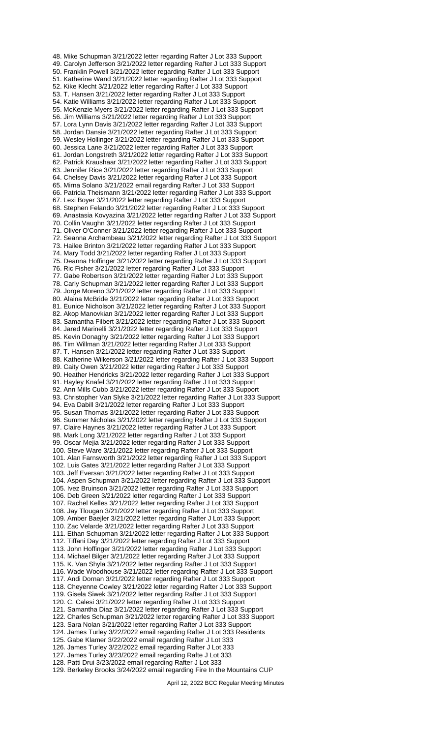48. Mike Schupman 3/21/2022 letter regarding Rafter J Lot 333 Support
49. Carolyn Jefferson 3/21/2022 letter regarding Rafter J Lot 333 Support
50. Franklin Powell 3/21/2022 letter regarding Rafter J Lot 333 Support
51. Katherine Wand 3/21/2022 letter regarding Rafter J Lot 333 Support
52. Kike Klecht 3/21/2022 letter regarding Rafter J Lot 333 Support
53. T. Hansen 3/21/2022 letter regarding Rafter J Lot 333 Support
54. Katie Williams 3/21/2022 letter regarding Rafter J Lot 333 Support
55. McKenzie Myers 3/21/2022 letter regarding Rafter J Lot 333 Support
56. Jim Williams 3/21/2022 letter regarding Rafter J Lot 333 Support
57. Lora Lynn Davis 3/21/2022 letter regarding Rafter J Lot 333 Support
58. Jordan Dansie 3/21/2022 letter regarding Rafter J Lot 333 Support
59. Wesley Hollinger 3/21/2022 letter regarding Rafter J Lot 333 Support
60. Jessica Lane 3/21/2022 letter regarding Rafter J Lot 333 Support
61. Jordan Longstreth 3/21/2022 letter regarding Rafter J Lot 333 Support
62. Patrick Kraushaar 3/21/2022 letter regarding Rafter J Lot 333 Support
63. Jennifer Rice 3/21/2022 letter regarding Rafter J Lot 333 Support
64. Chelsey Davis 3/21/2022 letter regarding Rafter J Lot 333 Support
65. Mirna Solano 3/21/2022 email regarding Rafter J Lot 333 Support
66. Patricia Theismann 3/21/2022 letter regarding Rafter J Lot 333 Support
67. Lexi Boyer 3/21/2022 letter regarding Rafter J Lot 333 Support
68. Stephen Felando 3/21/2022 letter regarding Rafter J Lot 333 Support
69. Anastasia Kovyazina 3/21/2022 letter regarding Rafter J Lot 333 Support
70. Collin Vaughn 3/21/2022 letter regarding Rafter J Lot 333 Support
71. Oliver O'Conner 3/21/2022 letter regarding Rafter J Lot 333 Support
72. Seanna Archambeau 3/21/2022 letter regarding Rafter J Lot 333 Support
73. Hailee Brinton 3/21/2022 letter regarding Rafter J Lot 333 Support
74. Mary Todd 3/21/2022 letter regarding Rafter J Lot 333 Support
75. Deanna Hoffinger 3/21/2022 letter regarding Rafter J Lot 333 Support
76. Ric Fisher 3/21/2022 letter regarding Rafter J Lot 333 Support
77. Gabe Robertson 3/21/2022 letter regarding Rafter J Lot 333 Support
78. Carly Schupman 3/21/2022 letter regarding Rafter J Lot 333 Support
79. Jorge Moreno 3/21/2022 letter regarding Rafter J Lot 333 Support
80. Alaina McBride 3/21/2022 letter regarding Rafter J Lot 333 Support
81. Eunice Nicholson 3/21/2022 letter regarding Rafter J Lot 333 Support
82. Akop Manovkian 3/21/2022 letter regarding Rafter J Lot 333 Support
83. Samantha Filbert 3/21/2022 letter regarding Rafter J Lot 333 Support
84. Jared Marinelli 3/21/2022 letter regarding Rafter J Lot 333 Support
85. Kevin Donaghy 3/21/2022 letter regarding Rafter J Lot 333 Support
86. Tim Willman 3/21/2022 letter regarding Rafter J Lot 333 Support
87. T. Hansen 3/21/2022 letter regarding Rafter J Lot 333 Support
88. Katherine Wilkerson 3/21/2022 letter regarding Rafter J Lot 333 Support
89. Caity Owen 3/21/2022 letter regarding Rafter J Lot 333 Support
90. Heather Hendricks 3/21/2022 letter regarding Rafter J Lot 333 Support
91. Hayley Knafel 3/21/2022 letter regarding Rafter J Lot 333 Support
92. Ann Mills Cubb 3/21/2022 letter regarding Rafter J Lot 333 Support
93. Christopher Van Slyke 3/21/2022 letter regarding Rafter J Lot 333 Support
94. Eva Dabill 3/21/2022 letter regarding Rafter J Lot 333 Support
95. Susan Thomas 3/21/2022 letter regarding Rafter J Lot 333 Support
96. Summer Nicholas 3/21/2022 letter regarding Rafter J Lot 333 Support
97. Claire Haynes 3/21/2022 letter regarding Rafter J Lot 333 Support
98. Mark Long 3/21/2022 letter regarding Rafter J Lot 333 Support
99. Oscar Mejia 3/21/2022 letter regarding Rafter J Lot 333 Support
100. Steve Ware 3/21/2022 letter regarding Rafter J Lot 333 Support
101. Alan Farnsworth 3/21/2022 letter regarding Rafter J Lot 333 Support
102. Luis Gates 3/21/2022 letter regarding Rafter J Lot 333 Support
103. Jeff Eversan 3/21/2022 letter regarding Rafter J Lot 333 Support
104. Aspen Schupman 3/21/2022 letter regarding Rafter J Lot 333 Support
105. Ivez Bruinson 3/21/2022 letter regarding Rafter J Lot 333 Support
106. Deb Green 3/21/2022 letter regarding Rafter J Lot 333 Support
107. Rachel Kelles 3/21/2022 letter regarding Rafter J Lot 333 Support
108. Jay Tlougan 3/21/2022 letter regarding Rafter J Lot 333 Support
109. Amber Baejler 3/21/2022 letter regarding Rafter J Lot 333 Support
110. Zac Velarde 3/21/2022 letter regarding Rafter J Lot 333 Support
111. Ethan Schupman 3/21/2022 letter regarding Rafter J Lot 333 Support
112. Tiffani Day 3/21/2022 letter regarding Rafter J Lot 333 Support
113. John Hoffinger 3/21/2022 letter regarding Rafter J Lot 333 Support
114. Michael Bilger 3/21/2022 letter regarding Rafter J Lot 333 Support
115. K. Van Shyla 3/21/2022 letter regarding Rafter J Lot 333 Support
116. Wade Woodhouse 3/21/2022 letter regarding Rafter J Lot 333 Support
117. Andi Dornan 3/21/2022 letter regarding Rafter J Lot 333 Support
118. Cheyenne Cowley 3/21/2022 letter regarding Rafter J Lot 333 Support
119. Gisela Siwek 3/21/2022 letter regarding Rafter J Lot 333 Support
120. C. Calesi 3/21/2022 letter regarding Rafter J Lot 333 Support
121. Samantha Diaz 3/21/2022 letter regarding Rafter J Lot 333 Support
122. Charles Schupman 3/21/2022 letter regarding Rafter J Lot 333 Support
123. Sara Nolan 3/21/2022 letter regarding Rafter J Lot 333 Support
124. James Turley 3/22/2022 email regarding Rafter J Lot 333 Residents
125. Gabe Klamer 3/22/2022 email regarding Rafter J Lot 333
126. James Turley 3/22/2022 email regarding Rafter J Lot 333
127. James Turley 3/23/2022 email regarding Rafte J Lot 333
128. Patti Drui 3/23/2022 email regarding Rafter J Lot 333
129. Berkeley Brooks 3/24/2022 email regarding Fire In the Mountains CUP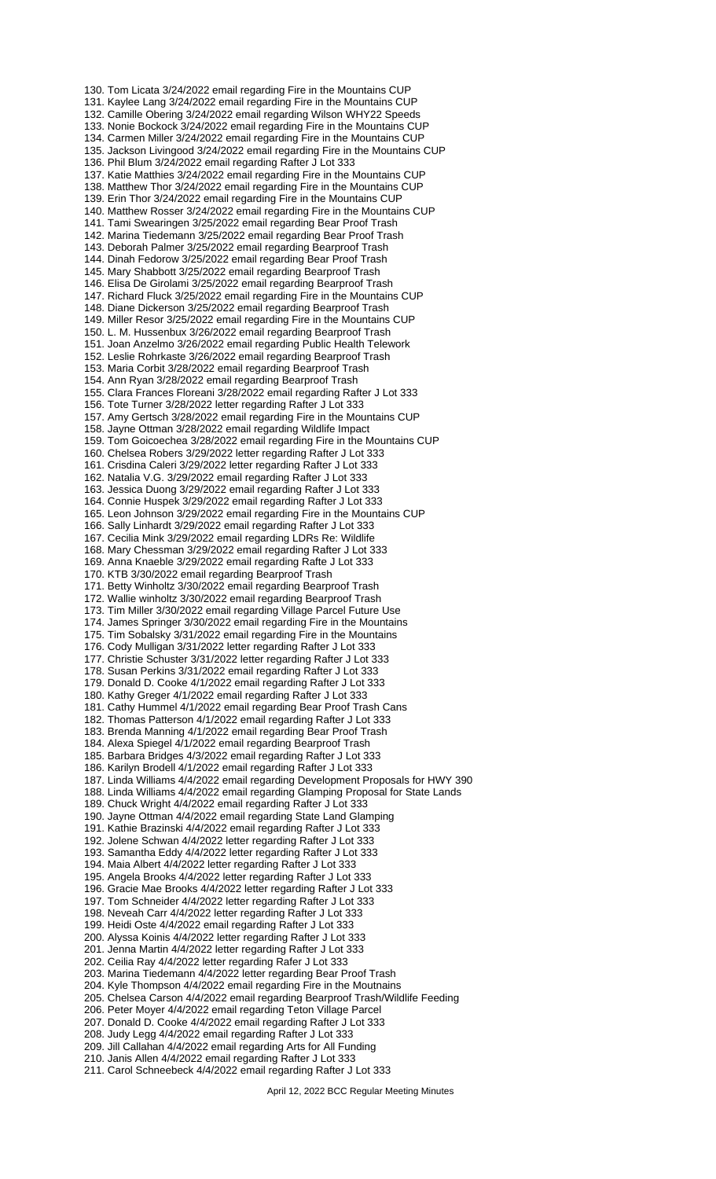130. Tom Licata 3/24/2022 email regarding Fire in the Mountains CUP
131. Kaylee Lang 3/24/2022 email regarding Fire in the Mountains CUP
132. Camille Obering 3/24/2022 email regarding Wilson WHY22 Speeds
133. Nonie Bockock 3/24/2022 email regarding Fire in the Mountains CUP
134. Carmen Miller 3/24/2022 email regarding Fire in the Mountains CUP
135. Jackson Livingood 3/24/2022 email regarding Fire in the Mountains CUP
136. Phil Blum 3/24/2022 email regarding Rafter J Lot 333
137. Katie Matthies 3/24/2022 email regarding Fire in the Mountains CUP
138. Matthew Thor 3/24/2022 email regarding Fire in the Mountains CUP
139. Erin Thor 3/24/2022 email regarding Fire in the Mountains CUP
140. Matthew Rosser 3/24/2022 email regarding Fire in the Mountains CUP
141. Tami Swearingen 3/25/2022 email regarding Bear Proof Trash
142. Marina Tiedemann 3/25/2022 email regarding Bear Proof Trash
143. Deborah Palmer 3/25/2022 email regarding Bearproof Trash
144. Dinah Fedorow 3/25/2022 email regarding Bear Proof Trash
145. Mary Shabbott 3/25/2022 email regarding Bearproof Trash
146. Elisa De Girolami 3/25/2022 email regarding Bearproof Trash
147. Richard Fluck 3/25/2022 email regarding Fire in the Mountains CUP
148. Diane Dickerson 3/25/2022 email regarding Bearproof Trash
149. Miller Resor 3/25/2022 email regarding Fire in the Mountains CUP
150. L. M. Hussenbux 3/26/2022 email regarding Bearproof Trash
151. Joan Anzelmo 3/26/2022 email regarding Public Health Telework
152. Leslie Rohrkaste 3/26/2022 email regarding Bearproof Trash
153. Maria Corbit 3/28/2022 email regarding Bearproof Trash
154. Ann Ryan 3/28/2022 email regarding Bearproof Trash
155. Clara Frances Floreani 3/28/2022 email regarding Rafter J Lot 333
156. Tote Turner 3/28/2022 letter regarding Rafter J Lot 333
157. Amy Gertsch 3/28/2022 email regarding Fire in the Mountains CUP
158. Jayne Ottman 3/28/2022 email regarding Wildlife Impact
159. Tom Goicoechea 3/28/2022 email regarding Fire in the Mountains CUP
160. Chelsea Robers 3/29/2022 letter regarding Rafter J Lot 333
161. Crisdina Caleri 3/29/2022 letter regarding Rafter J Lot 333
162. Natalia V.G. 3/29/2022 email regarding Rafter J Lot 333
163. Jessica Duong 3/29/2022 email regarding Rafter J Lot 333
164. Connie Huspek 3/29/2022 email regarding Rafter J Lot 333
165. Leon Johnson 3/29/2022 email regarding Fire in the Mountains CUP
166. Sally Linhardt 3/29/2022 email regarding Rafter J Lot 333
167. Cecilia Mink 3/29/2022 email regarding LDRs Re: Wildlife
168. Mary Chessman 3/29/2022 email regarding Rafter J Lot 333
169. Anna Knaeble 3/29/2022 email regarding Rafte J Lot 333
170. KTB 3/30/2022 email regarding Bearproof Trash
171. Betty Winholtz 3/30/2022 email regarding Bearproof Trash
172. Wallie winholtz 3/30/2022 email regarding Bearproof Trash
173. Tim Miller 3/30/2022 email regarding Village Parcel Future Use
174. James Springer 3/30/2022 email regarding Fire in the Mountains
175. Tim Sobalsky 3/31/2022 email regarding Fire in the Mountains
176. Cody Mulligan 3/31/2022 letter regarding Rafter J Lot 333
177. Christie Schuster 3/31/2022 letter regarding Rafter J Lot 333
178. Susan Perkins 3/31/2022 email regarding Rafter J Lot 333
179. Donald D. Cooke 4/1/2022 email regarding Rafter J Lot 333
180. Kathy Greger 4/1/2022 email regarding Rafter J Lot 333
181. Cathy Hummel 4/1/2022 email regarding Bear Proof Trash Cans
182. Thomas Patterson 4/1/2022 email regarding Rafter J Lot 333
183. Brenda Manning 4/1/2022 email regarding Bear Proof Trash
184. Alexa Spiegel 4/1/2022 email regarding Bearproof Trash
185. Barbara Bridges 4/3/2022 email regarding Rafter J Lot 333
186. Karilyn Brodell 4/1/2022 email regarding Rafter J Lot 333
187. Linda Williams 4/4/2022 email regarding Development Proposals for HWY 390
188. Linda Williams 4/4/2022 email regarding Glamping Proposal for State Lands
189. Chuck Wright 4/4/2022 email regarding Rafter J Lot 333
190. Jayne Ottman 4/4/2022 email regarding State Land Glamping
191. Kathie Brazinski 4/4/2022 email regarding Rafter J Lot 333
192. Jolene Schwan 4/4/2022 letter regarding Rafter J Lot 333
193. Samantha Eddy 4/4/2022 letter regarding Rafter J Lot 333
194. Maia Albert 4/4/2022 letter regarding Rafter J Lot 333
195. Angela Brooks 4/4/2022 letter regarding Rafter J Lot 333
196. Gracie Mae Brooks 4/4/2022 letter regarding Rafter J Lot 333
197. Tom Schneider 4/4/2022 letter regarding Rafter J Lot 333
198. Neveah Carr 4/4/2022 letter regarding Rafter J Lot 333
199. Heidi Oste 4/4/2022 email regarding Rafter J Lot 333
200. Alyssa Koinis 4/4/2022 letter regarding Rafter J Lot 333
201. Jenna Martin 4/4/2022 letter regarding Rafter J Lot 333
202. Ceilia Ray 4/4/2022 letter regarding Rafer J Lot 333
203. Marina Tiedemann 4/4/2022 letter regarding Bear Proof Trash
204. Kyle Thompson 4/4/2022 email regarding Fire in the Moutnains
205. Chelsea Carson 4/4/2022 email regarding Bearproof Trash/Wildlife Feeding
206. Peter Moyer 4/4/2022 email regarding Teton Village Parcel
207. Donald D. Cooke 4/4/2022 email regarding Rafter J Lot 333
208. Judy Legg 4/4/2022 email regarding Rafter J Lot 333
209. Jill Callahan 4/4/2022 email regarding Arts for All Funding
210. Janis Allen 4/4/2022 email regarding Rafter J Lot 333
211. Carol Schneebeck 4/4/2022 email regarding Rafter J Lot 333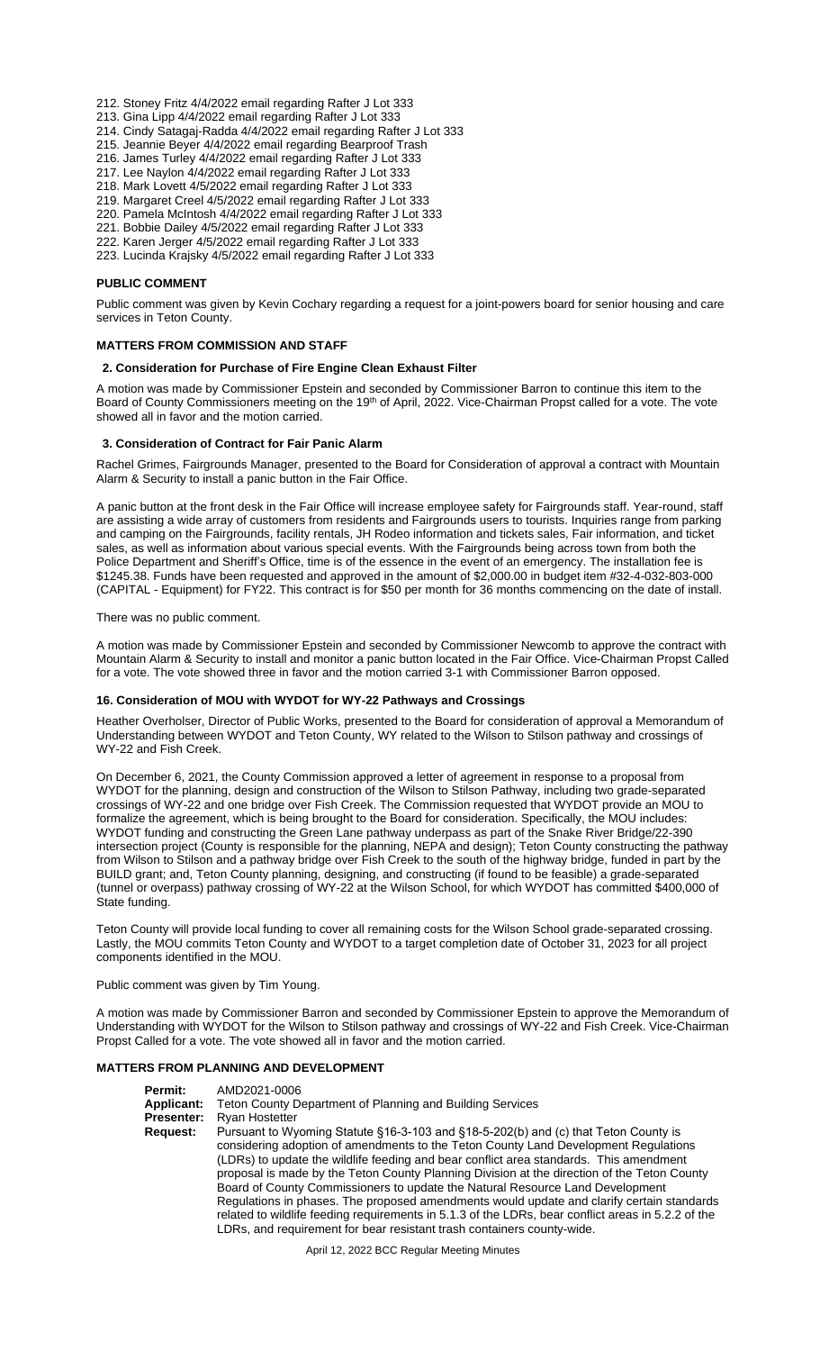212. Stoney Fritz 4/4/2022 email regarding Rafter J Lot 333
213. Gina Lipp 4/4/2022 email regarding Rafter J Lot 333
214. Cindy Satagaj-Radda 4/4/2022 email regarding Rafter J Lot 333
215. Jeannie Beyer 4/4/2022 email regarding Bearproof Trash
216. James Turley 4/4/2022 email regarding Rafter J Lot 333
217. Lee Naylon 4/4/2022 email regarding Rafter J Lot 333
218. Mark Lovett 4/5/2022 email regarding Rafter J Lot 333
219. Margaret Creel 4/5/2022 email regarding Rafter J Lot 333
220. Pamela McIntosh 4/4/2022 email regarding Rafter J Lot 333
221. Bobbie Dailey 4/5/2022 email regarding Rafter J Lot 333
222. Karen Jerger 4/5/2022 email regarding Rafter J Lot 333
223. Lucinda Krajsky 4/5/2022 email regarding Rafter J Lot 333

## PUBLIC COMMENT

Public comment was given by Kevin Cochary regarding a request for a joint-powers board for senior housing and care services in Teton County.

## MATTERS FROM COMMISSION AND STAFF

### 2. Consideration for Purchase of Fire Engine Clean Exhaust Filter

A motion was made by Commissioner Epstein and seconded by Commissioner Barron to continue this item to the Board of County Commissioners meeting on the 19th of April, 2022. Vice-Chairman Propst called for a vote. The vote showed all in favor and the motion carried.

### 3. Consideration of Contract for Fair Panic Alarm

Rachel Grimes, Fairgrounds Manager, presented to the Board for Consideration of approval a contract with Mountain Alarm & Security to install a panic button in the Fair Office.

A panic button at the front desk in the Fair Office will increase employee safety for Fairgrounds staff. Year-round, staff are assisting a wide array of customers from residents and Fairgrounds users to tourists. Inquiries range from parking and camping on the Fairgrounds, facility rentals, JH Rodeo information and tickets sales, Fair information, and ticket sales, as well as information about various special events. With the Fairgrounds being across town from both the Police Department and Sheriff's Office, time is of the essence in the event of an emergency. The installation fee is $1245.38. Funds have been requested and approved in the amount of $2,000.00 in budget item #32-4-032-803-000 (CAPITAL - Equipment) for FY22. This contract is for $50 per month for 36 months commencing on the date of install.

There was no public comment.

A motion was made by Commissioner Epstein and seconded by Commissioner Newcomb to approve the contract with Mountain Alarm & Security to install and monitor a panic button located in the Fair Office. Vice-Chairman Propst Called for a vote. The vote showed three in favor and the motion carried 3-1 with Commissioner Barron opposed.

### 16. Consideration of MOU with WYDOT for WY-22 Pathways and Crossings

Heather Overholser, Director of Public Works, presented to the Board for consideration of approval a Memorandum of Understanding between WYDOT and Teton County, WY related to the Wilson to Stilson pathway and crossings of WY-22 and Fish Creek.

On December 6, 2021, the County Commission approved a letter of agreement in response to a proposal from WYDOT for the planning, design and construction of the Wilson to Stilson Pathway, including two grade-separated crossings of WY-22 and one bridge over Fish Creek. The Commission requested that WYDOT provide an MOU to formalize the agreement, which is being brought to the Board for consideration. Specifically, the MOU includes: WYDOT funding and constructing the Green Lane pathway underpass as part of the Snake River Bridge/22-390 intersection project (County is responsible for the planning, NEPA and design); Teton County constructing the pathway from Wilson to Stilson and a pathway bridge over Fish Creek to the south of the highway bridge, funded in part by the BUILD grant; and, Teton County planning, designing, and constructing (if found to be feasible) a grade-separated (tunnel or overpass) pathway crossing of WY-22 at the Wilson School, for which WYDOT has committed $400,000 of State funding.

Teton County will provide local funding to cover all remaining costs for the Wilson School grade-separated crossing. Lastly, the MOU commits Teton County and WYDOT to a target completion date of October 31, 2023 for all project components identified in the MOU.

Public comment was given by Tim Young.

A motion was made by Commissioner Barron and seconded by Commissioner Epstein to approve the Memorandum of Understanding with WYDOT for the Wilson to Stilson pathway and crossings of WY-22 and Fish Creek. Vice-Chairman Propst Called for a vote. The vote showed all in favor and the motion carried.

## MATTERS FROM PLANNING AND DEVELOPMENT

**Permit:** AMD2021-0006
**Applicant:** Teton County Department of Planning and Building Services
**Presenter:** Ryan Hostetter
**Request:** Pursuant to Wyoming Statute §16-3-103 and §18-5-202(b) and (c) that Teton County is considering adoption of amendments to the Teton County Land Development Regulations (LDRs) to update the wildlife feeding and bear conflict area standards. This amendment proposal is made by the Teton County Planning Division at the direction of the Teton County Board of County Commissioners to update the Natural Resource Land Development Regulations in phases. The proposed amendments would update and clarify certain standards related to wildlife feeding requirements in 5.1.3 of the LDRs, bear conflict areas in 5.2.2 of the LDRs, and requirement for bear resistant trash containers county-wide.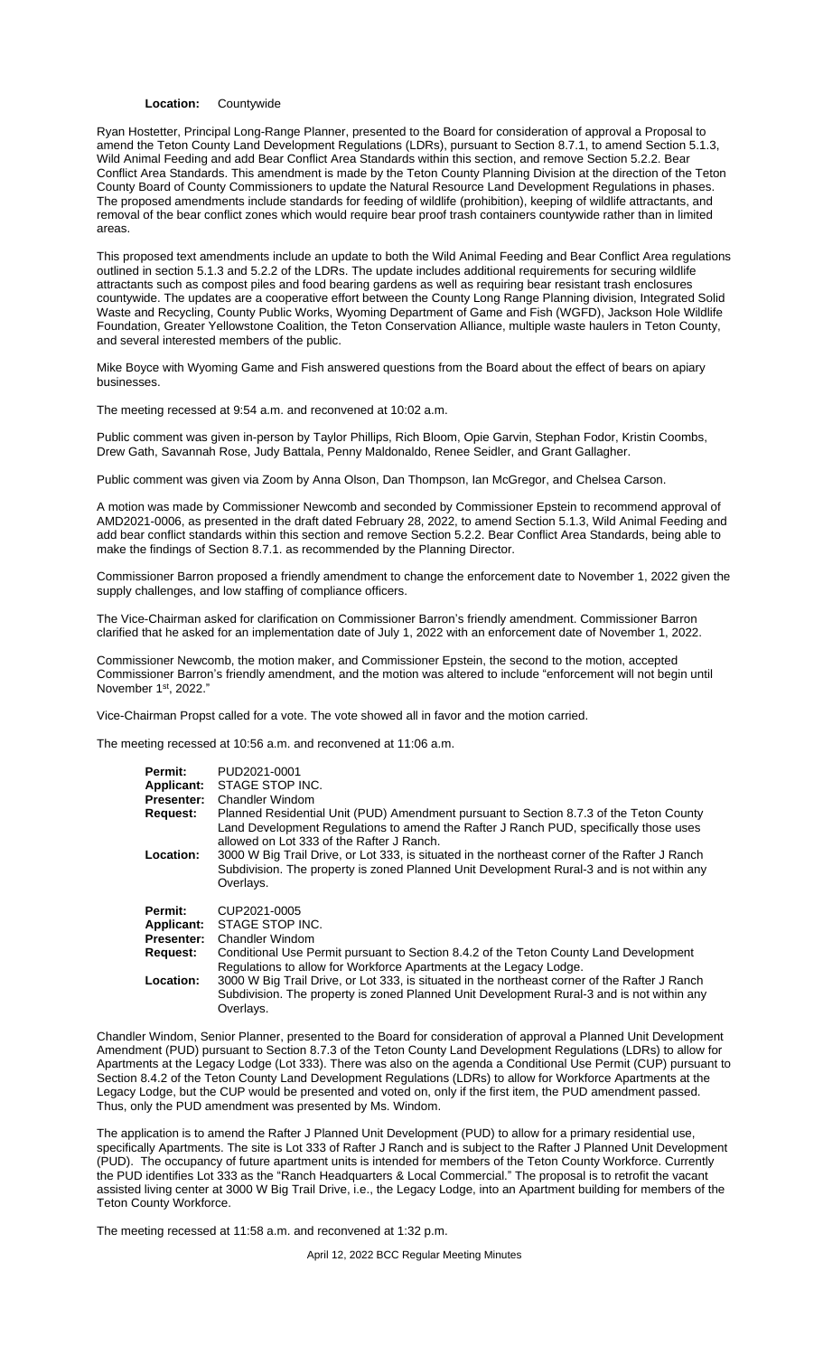**Location:** Countywide

Ryan Hostetter, Principal Long-Range Planner, presented to the Board for consideration of approval a Proposal to amend the Teton County Land Development Regulations (LDRs), pursuant to Section 8.7.1, to amend Section 5.1.3, Wild Animal Feeding and add Bear Conflict Area Standards within this section, and remove Section 5.2.2. Bear Conflict Area Standards. This amendment is made by the Teton County Planning Division at the direction of the Teton County Board of County Commissioners to update the Natural Resource Land Development Regulations in phases. The proposed amendments include standards for feeding of wildlife (prohibition), keeping of wildlife attractants, and removal of the bear conflict zones which would require bear proof trash containers countywide rather than in limited areas.

This proposed text amendments include an update to both the Wild Animal Feeding and Bear Conflict Area regulations outlined in section 5.1.3 and 5.2.2 of the LDRs. The update includes additional requirements for securing wildlife attractants such as compost piles and food bearing gardens as well as requiring bear resistant trash enclosures countywide. The updates are a cooperative effort between the County Long Range Planning division, Integrated Solid Waste and Recycling, County Public Works, Wyoming Department of Game and Fish (WGFD), Jackson Hole Wildlife Foundation, Greater Yellowstone Coalition, the Teton Conservation Alliance, multiple waste haulers in Teton County, and several interested members of the public.

Mike Boyce with Wyoming Game and Fish answered questions from the Board about the effect of bears on apiary businesses.

The meeting recessed at 9:54 a.m. and reconvened at 10:02 a.m.

Public comment was given in-person by Taylor Phillips, Rich Bloom, Opie Garvin, Stephan Fodor, Kristin Coombs, Drew Gath, Savannah Rose, Judy Battala, Penny Maldonaldo, Renee Seidler, and Grant Gallagher.

Public comment was given via Zoom by Anna Olson, Dan Thompson, Ian McGregor, and Chelsea Carson.

A motion was made by Commissioner Newcomb and seconded by Commissioner Epstein to recommend approval of AMD2021-0006, as presented in the draft dated February 28, 2022, to amend Section 5.1.3, Wild Animal Feeding and add bear conflict standards within this section and remove Section 5.2.2. Bear Conflict Area Standards, being able to make the findings of Section 8.7.1. as recommended by the Planning Director.

Commissioner Barron proposed a friendly amendment to change the enforcement date to November 1, 2022 given the supply challenges, and low staffing of compliance officers.

The Vice-Chairman asked for clarification on Commissioner Barron's friendly amendment. Commissioner Barron clarified that he asked for an implementation date of July 1, 2022 with an enforcement date of November 1, 2022.

Commissioner Newcomb, the motion maker, and Commissioner Epstein, the second to the motion, accepted Commissioner Barron's friendly amendment, and the motion was altered to include "enforcement will not begin until November 1st, 2022."

Vice-Chairman Propst called for a vote. The vote showed all in favor and the motion carried.

The meeting recessed at 10:56 a.m. and reconvened at 11:06 a.m.

**Permit:** PUD2021-0001
**Applicant:** STAGE STOP INC.
**Presenter:** Chandler Windom
**Request:** Planned Residential Unit (PUD) Amendment pursuant to Section 8.7.3 of the Teton County Land Development Regulations to amend the Rafter J Ranch PUD, specifically those uses allowed on Lot 333 of the Rafter J Ranch.
**Location:** 3000 W Big Trail Drive, or Lot 333, is situated in the northeast corner of the Rafter J Ranch Subdivision. The property is zoned Planned Unit Development Rural-3 and is not within any Overlays.

**Permit:** CUP2021-0005
**Applicant:** STAGE STOP INC.
**Presenter:** Chandler Windom
**Request:** Conditional Use Permit pursuant to Section 8.4.2 of the Teton County Land Development Regulations to allow for Workforce Apartments at the Legacy Lodge.
**Location:** 3000 W Big Trail Drive, or Lot 333, is situated in the northeast corner of the Rafter J Ranch Subdivision. The property is zoned Planned Unit Development Rural-3 and is not within any Overlays.

Chandler Windom, Senior Planner, presented to the Board for consideration of approval a Planned Unit Development Amendment (PUD) pursuant to Section 8.7.3 of the Teton County Land Development Regulations (LDRs) to allow for Apartments at the Legacy Lodge (Lot 333). There was also on the agenda a Conditional Use Permit (CUP) pursuant to Section 8.4.2 of the Teton County Land Development Regulations (LDRs) to allow for Workforce Apartments at the Legacy Lodge, but the CUP would be presented and voted on, only if the first item, the PUD amendment passed. Thus, only the PUD amendment was presented by Ms. Windom.

The application is to amend the Rafter J Planned Unit Development (PUD) to allow for a primary residential use, specifically Apartments. The site is Lot 333 of Rafter J Ranch and is subject to the Rafter J Planned Unit Development (PUD). The occupancy of future apartment units is intended for members of the Teton County Workforce. Currently the PUD identifies Lot 333 as the "Ranch Headquarters & Local Commercial." The proposal is to retrofit the vacant assisted living center at 3000 W Big Trail Drive, i.e., the Legacy Lodge, into an Apartment building for members of the Teton County Workforce.

The meeting recessed at 11:58 a.m. and reconvened at 1:32 p.m.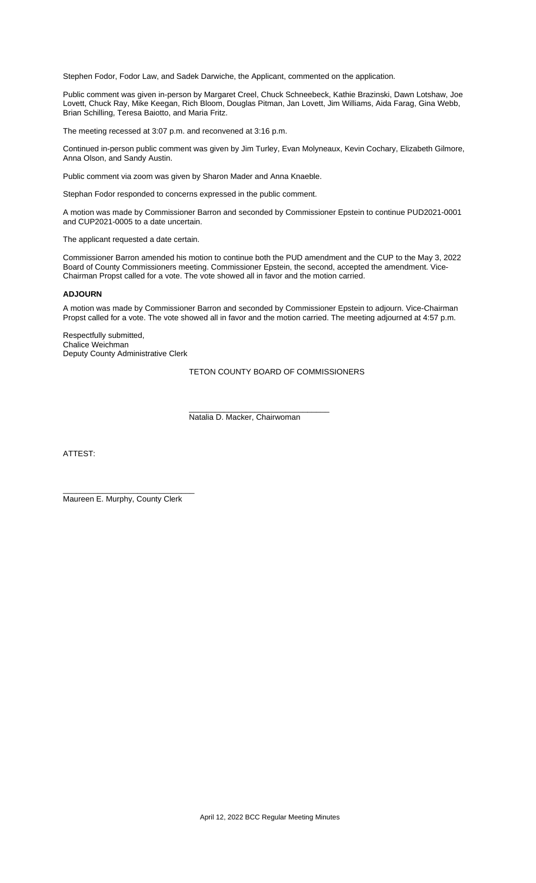Stephen Fodor, Fodor Law, and Sadek Darwiche, the Applicant, commented on the application.

Public comment was given in-person by Margaret Creel, Chuck Schneebeck, Kathie Brazinski, Dawn Lotshaw, Joe Lovett, Chuck Ray, Mike Keegan, Rich Bloom, Douglas Pitman, Jan Lovett, Jim Williams, Aida Farag, Gina Webb, Brian Schilling, Teresa Baiotto, and Maria Fritz.

The meeting recessed at 3:07 p.m. and reconvened at 3:16 p.m.

Continued in-person public comment was given by Jim Turley, Evan Molyneaux, Kevin Cochary, Elizabeth Gilmore, Anna Olson, and Sandy Austin.

Public comment via zoom was given by Sharon Mader and Anna Knaeble.

Stephan Fodor responded to concerns expressed in the public comment.

A motion was made by Commissioner Barron and seconded by Commissioner Epstein to continue PUD2021-0001 and CUP2021-0005 to a date uncertain.

The applicant requested a date certain.

Commissioner Barron amended his motion to continue both the PUD amendment and the CUP to the May 3, 2022 Board of County Commissioners meeting. Commissioner Epstein, the second, accepted the amendment. Vice-Chairman Propst called for a vote. The vote showed all in favor and the motion carried.

**ADJOURN**

A motion was made by Commissioner Barron and seconded by Commissioner Epstein to adjourn. Vice-Chairman Propst called for a vote. The vote showed all in favor and the motion carried. The meeting adjourned at 4:57 p.m.

Respectfully submitted,
Chalice Weichman
Deputy County Administrative Clerk

TETON COUNTY BOARD OF COMMISSIONERS

\_\_\_\_\_\_\_\_\_\_\_\_\_\_\_\_\_\_\_\_\_\_\_\_\_\_\_\_\_\_\_\_
Natalia D. Macker, Chairwoman

ATTEST:

\_\_\_\_\_\_\_\_\_\_\_\_\_\_\_\_\_\_\_\_\_\_\_\_\_\_\_\_\_\_
Maureen E. Murphy, County Clerk